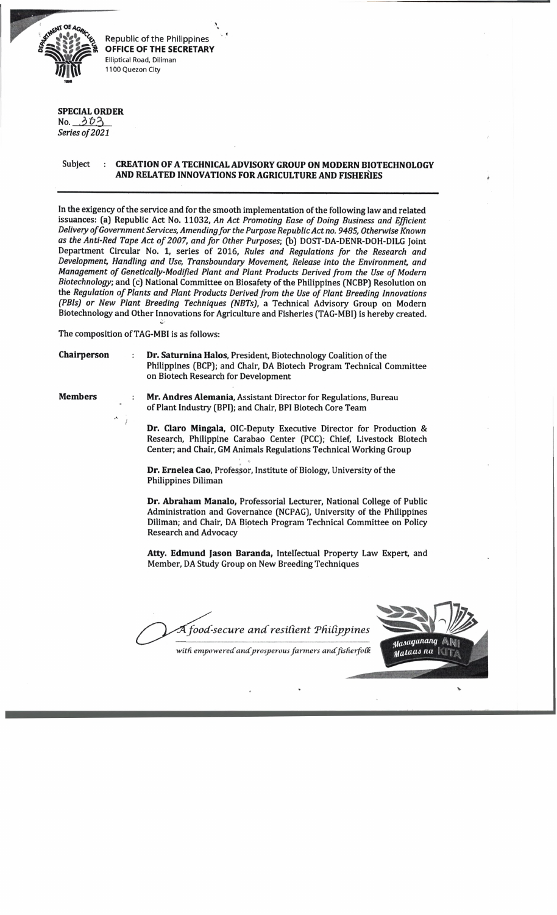Republic of the Philippines
**OFFICE OF THE SECRETARY**
Elliptical Road, Diliman
1100 Quezon City

**SPECIAL ORDER**
No. 303
*Series of 2021*

Subject : **CREATION OF A TECHNICAL ADVISORY GROUP ON MODERN BIOTECHNOLOGY AND RELATED INNOVATIONS FOR AGRICULTURE AND FISHERIES**

---

In the exigency of the service and for the smooth implementation of the following law and related issuances: (a) Republic Act No. 11032, *An Act Promoting Ease of Doing Business and Efficient Delivery of Government Services, Amending for the Purpose Republic Act no. 9485, Otherwise Known as the Anti-Red Tape Act of 2007, and for Other Purposes*; (b) DOST-DA-DENR-DOH-DILG Joint Department Circular No. 1, series of 2016, *Rules and Regulations for the Research and Development, Handling and Use, Transboundary Movement, Release into the Environment, and Management of Genetically-Modified Plant and Plant Products Derived from the Use of Modern Biotechnology*; and (c) National Committee on Biosafety of the Philippines (NCBP) Resolution on the *Regulation of Plants and Plant Products Derived from the Use of Plant Breeding Innovations (PBIs) or New Plant Breeding Techniques (NBTs)*, a Technical Advisory Group on Modern Biotechnology and Other Innovations for Agriculture and Fisheries (TAG-MBI) is hereby created.

The composition of TAG-MBI is as follows:

**Chairperson** : **Dr. Saturnina Halos**, President, Biotechnology Coalition of the Philippines (BCP); and Chair, DA Biotech Program Technical Committee on Biotech Research for Development

**Members** : **Mr. Andres Alemania**, Assistant Director for Regulations, Bureau of Plant Industry (BPI); and Chair, BPI Biotech Core Team

**Dr. Claro Mingala**, OIC-Deputy Executive Director for Production & Research, Philippine Carabao Center (PCC); Chief, Livestock Biotech Center; and Chair, GM Animals Regulations Technical Working Group

**Dr. Ernelea Cao**, Professor, Institute of Biology, University of the Philippines Diliman

**Dr. Abraham Manalo,** Professorial Lecturer, National College of Public Administration and Governance (NCPAG), University of the Philippines Diliman; and Chair, DA Biotech Program Technical Committee on Policy Research and Advocacy

**Atty. Edmund Jason Baranda,** Intellectual Property Law Expert, and Member, DA Study Group on New Breeding Techniques

*A food-secure and resilient Philippines*
*with empowered and prosperous farmers and fisherfolk*

*Masaganang ANI Mataas na KITA*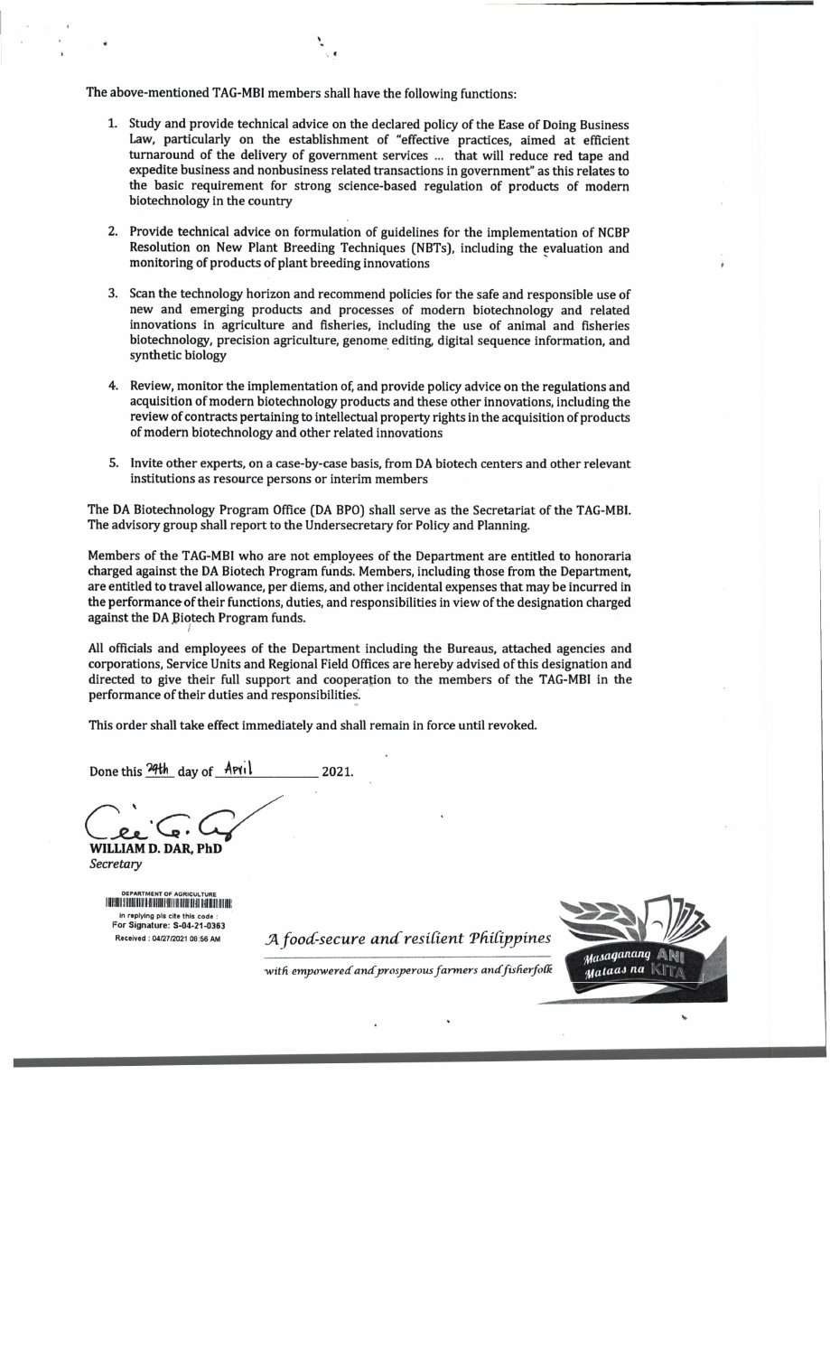The above-mentioned TAG-MBI members shall have the following functions:

1. Study and provide technical advice on the declared policy of the Ease of Doing Business Law, particularly on the establishment of "effective practices, aimed at efficient turnaround of the delivery of government services ... that will reduce red tape and expedite business and nonbusiness related transactions in government" as this relates to the basic requirement for strong science-based regulation of products of modern biotechnology in the country

2. Provide technical advice on formulation of guidelines for the implementation of NCBP Resolution on New Plant Breeding Techniques (NBTs), including the evaluation and monitoring of products of plant breeding innovations

3. Scan the technology horizon and recommend policies for the safe and responsible use of new and emerging products and processes of modern biotechnology and related innovations in agriculture and fisheries, including the use of animal and fisheries biotechnology, precision agriculture, genome editing, digital sequence information, and synthetic biology

4. Review, monitor the implementation of, and provide policy advice on the regulations and acquisition of modern biotechnology products and these other innovations, including the review of contracts pertaining to intellectual property rights in the acquisition of products of modern biotechnology and other related innovations

5. Invite other experts, on a case-by-case basis, from DA biotech centers and other relevant institutions as resource persons or interim members

The DA Biotechnology Program Office (DA BPO) shall serve as the Secretariat of the TAG-MBI. The advisory group shall report to the Undersecretary for Policy and Planning.

Members of the TAG-MBI who are not employees of the Department are entitled to honoraria charged against the DA Biotech Program funds. Members, including those from the Department, are entitled to travel allowance, per diems, and other incidental expenses that may be incurred in the performance of their functions, duties, and responsibilities in view of the designation charged against the DA Biotech Program funds.

All officials and employees of the Department including the Bureaus, attached agencies and corporations, Service Units and Regional Field Offices are hereby advised of this designation and directed to give their full support and cooperation to the members of the TAG-MBI in the performance of their duties and responsibilities.

This order shall take effect immediately and shall remain in force until revoked.

Done this 29th day of April 2021.

**WILLIAM D. DAR, PhD**
*Secretary*

DEPARTMENT OF AGRICULTURE
in replying pls cite this code :
For Signature: S-04-21-0363
Received : 04/27/2021 08:56 AM

*A food-secure and resilient Philippines*
*with empowered and prosperous farmers and fisherfolk*

Masaganang ANI Mataas na KITA